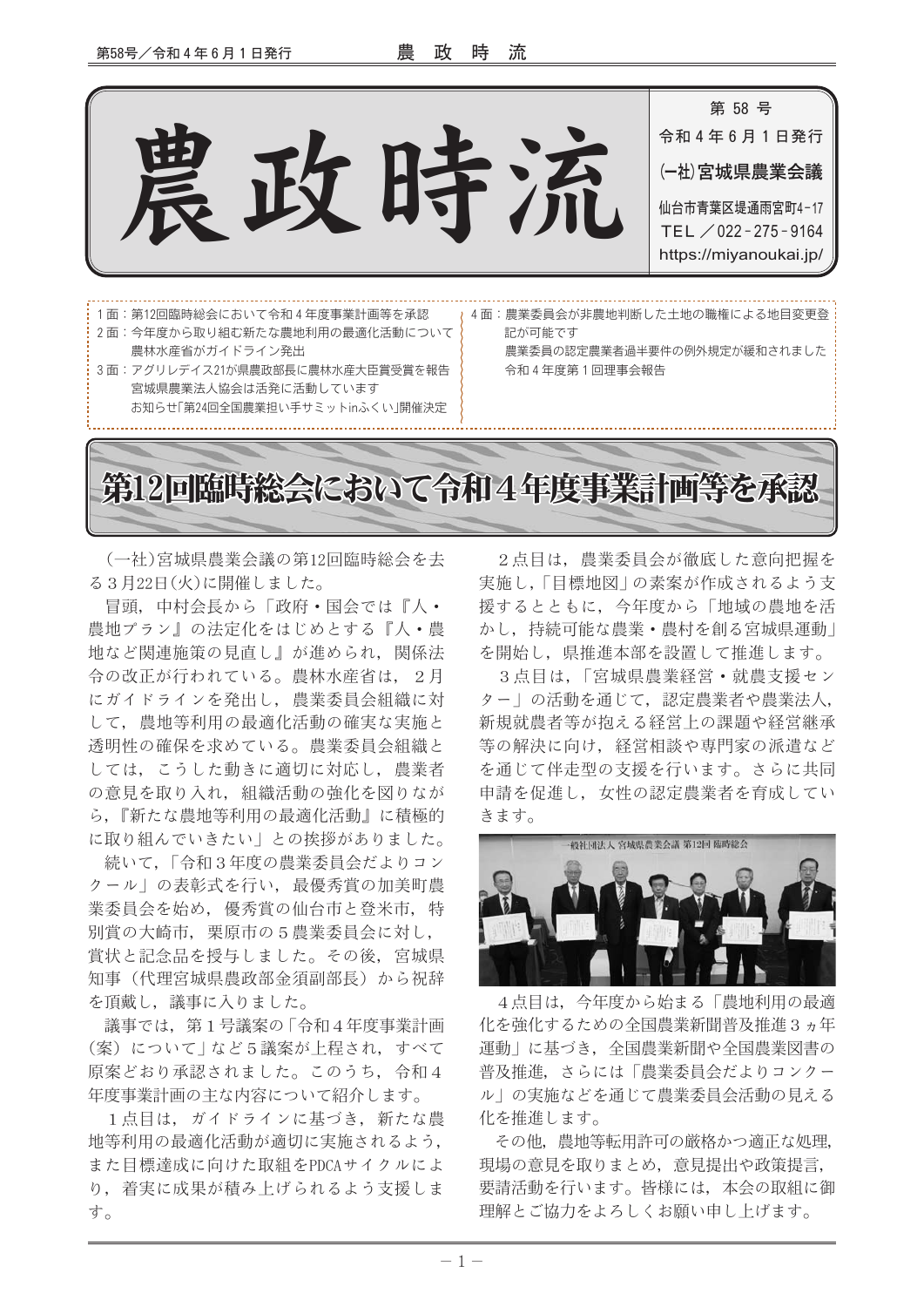# 農政時流

第 58 号
令和４年６月１日発行
(一社)宮城県農業会議
仙台市青葉区堤通雨宮町4-17
TEL／022-275-9164
https://miyanoukai.jp/

1面：第12回臨時総会において令和４年度事業計画等を承認
2面：今年度から取り組む新たな農地利用の最適化活動について
　　 農林水産省がガイドライン発出
3面：アグリレデイス21が県農政部長に農林水産大臣賞受賞を報告
　　 宮城県農業法人協会は活発に活動しています
　　 お知らせ「第24回全国農業担い手サミットinふくい」開催決定
4面：農業委員会が非農地判断した土地の職権による地目変更登記が可能です
　　 農業委員の認定農業者過半要件の例外規定が緩和されました
　　 令和４年度第１回理事会報告

## 第12回臨時総会において令和４年度事業計画等を承認

（一社）宮城県農業会議の第12回臨時総会を去る３月22日(火)に開催しました。

冒頭，中村会長から「政府・国会では『人・農地プラン』の法定化をはじめとする『人・農地など関連施策の見直し』が進められ，関係法令の改正が行われている。農林水産省は，２月にガイドラインを発出し，農業委員会組織に対して，農地等利用の最適化活動の確実な実施と透明性の確保を求めている。農業委員会組織としては，こうした動きに適切に対応し，農業者の意見を取り入れ，組織活動の強化を図りながら，『新たな農地等利用の最適化活動』に積極的に取り組んでいきたい」との挨拶がありました。

続いて，「令和３年度の農業委員会だよりコンクール」の表彰式を行い，最優秀賞の加美町農業委員会を始め，優秀賞の仙台市と登米市，特別賞の大崎市，栗原市の５農業委員会に対し，賞状と記念品を授与しました。その後，宮城県知事（代理宮城県農政部金須副部長）から祝辞を頂戴し，議事に入りました。

議事では，第１号議案の「令和４年度事業計画（案）について」など５議案が上程され，すべて原案どおり承認されました。このうち，令和４年度事業計画の主な内容について紹介します。

１点目は，ガイドラインに基づき，新たな農地等利用の最適化活動が適切に実施されるよう，また目標達成に向けた取組をPDCAサイクルにより，着実に成果が積み上げられるよう支援します。

２点目は，農業委員会が徹底した意向把握を実施し，「目標地図」の素案が作成されるよう支援するとともに，今年度から「地域の農地を活かし，持続可能な農業・農村を創る宮城県運動」を開始し，県推進本部を設置して推進します。

３点目は，「宮城県農業経営・就農支援センター」の活動を通じて，認定農業者や農業法人，新規就農者等が抱える経営上の課題や経営継承等の解決に向け，経営相談や専門家の派遣などを通じて伴走型の支援を行います。さらに共同申請を促進し，女性の認定農業者を育成していきます。

４点目は，今年度から始まる「農地利用の最適化を強化するための全国農業新聞普及推進３ヵ年運動」に基づき，全国農業新聞や全国農業図書の普及推進，さらには「農業委員会だよりコンクール」の実施などを通じて農業委員会活動の見える化を推進します。

その他，農地等転用許可の厳格かつ適正な処理，現場の意見を取りまとめ，意見提出や政策提言，要請活動を行います。皆様には，本会の取組に御理解とご協力をよろしくお願い申し上げます。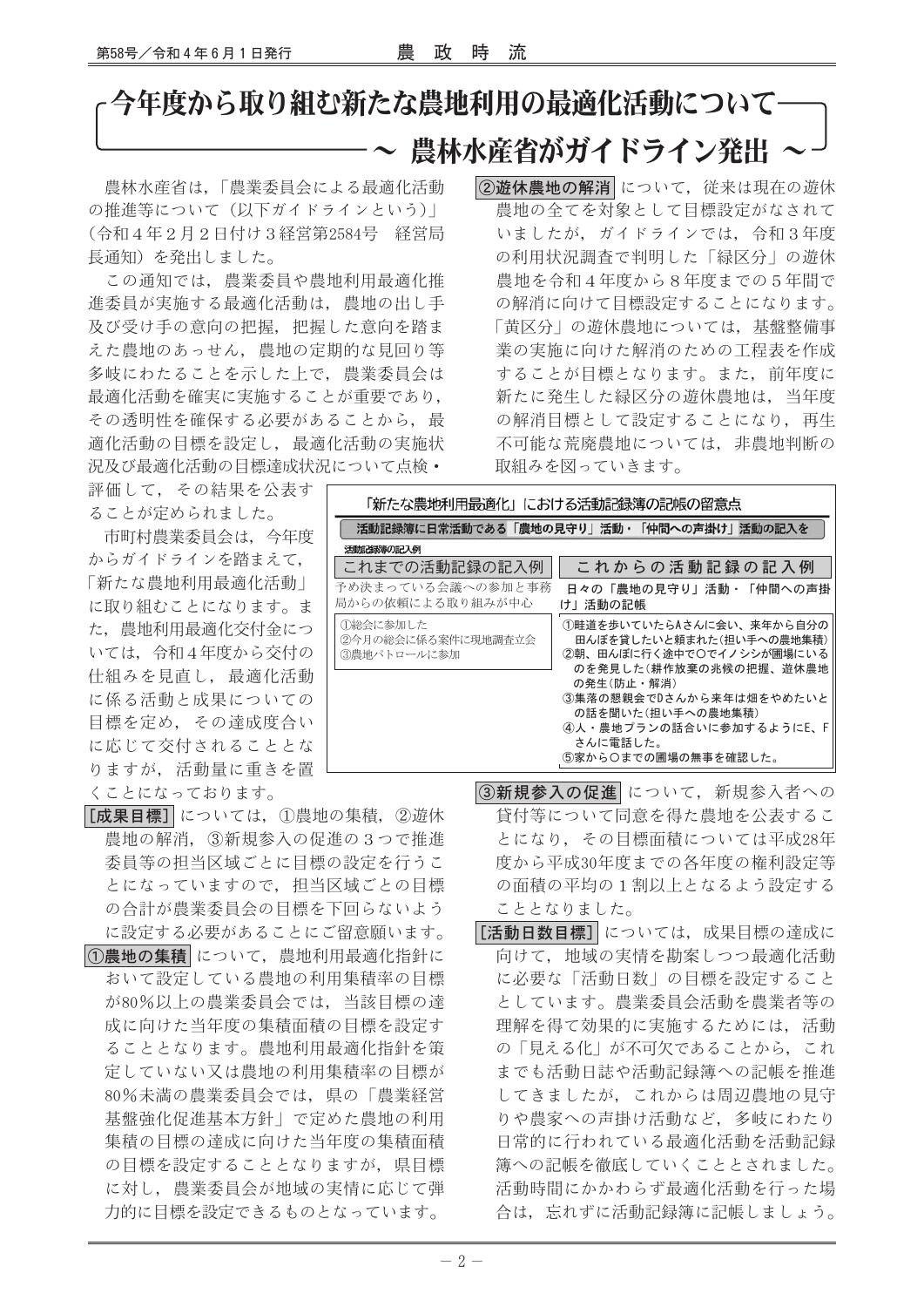# 今年度から取り組む新たな農地利用の最適化活動について
## ～ 農林水産省がガイドライン発出 ～

農林水産省は，「農業委員会による最適化活動の推進等について（以下ガイドラインという）」（令和４年２月２日付け３経営第2584号　経営局長通知）を発出しました。

この通知では，農業委員や農地利用最適化推進委員が実施する最適化活動は，農地の出し手及び受け手の意向の把握，把握した意向を踏まえた農地のあっせん，農地の定期的な見回り等多岐にわたることを示した上で，農業委員会は最適化活動を確実に実施することが重要であり，その透明性を確保する必要があることから，最適化活動の目標を設定し，最適化活動の実施状況及び最適化活動の目標達成状況について点検・評価して，その結果を公表することが定められました。

市町村農業委員会は，今年度からガイドラインを踏まえて，「新たな農地利用最適化活動」に取り組むことになります。また，農地利用最適化交付金については，令和４年度から交付の仕組みを見直し，最適化活動に係る活動と成果についての目標を定め，その達成度合いに応じて交付されることとなりますが，活動量に重きを置くことになっております。

**[成果目標]** については，①農地の集積，②遊休農地の解消，③新規参入の促進の３つで推進委員等の担当区域ごとに目標の設定を行うことになっていますので，担当区域ごとの目標の合計が農業委員会の目標を下回らないように設定する必要があることにご留意願います。

**①農地の集積** について，農地利用最適化指針において設定している農地の利用集積率の目標が80％以上の農業委員会では，当該目標の達成に向けた当年度の集積面積の目標を設定することとなります。農地利用最適化指針を策定していない又は農地の利用集積率の目標が80％未満の農業委員会では，県の「農業経営基盤強化促進基本方針」で定めた農地の利用集積の目標の達成に向けた当年度の集積面積の目標を設定することとなりますが，県目標に対し，農業委員会が地域の実情に応じて弾力的に目標を設定できるものとなっています。

**②遊休農地の解消** について，従来は現在の遊休農地の全てを対象として目標設定がなされていましたが，ガイドラインでは，令和３年度の利用状況調査で判明した「緑区分」の遊休農地を令和４年度から８年度までの５年間での解消に向けて目標設定することになります。「黄区分」の遊休農地については，基盤整備事業の実施に向けた解消のための工程表を作成することが目標となります。また，前年度に新たに発生した緑区分の遊休農地は，当年度の解消目標として設定することになり，再生不可能な荒廃農地については，非農地判断の取組みを図っていきます。

**「新たな農地利用最適化」における活動記録簿の記帳の留意点**

**活動記録簿に日常活動である「農地の見守り」活動・「仲間への声掛け」活動の記入を**

活動記録簿の記入例

| これまでの活動記録の記入例 | これからの活動記録の記入例 |
|---|---|
| 予め決まっている会議への参加と事務局からの依頼による取り組みが中心 | 日々の「農地の見守り」活動・「仲間への声掛け」活動の記帳 |
| ①総会に参加した<br>②今月の総会に係る案件に現地調査立会<br>③農地パトロールに参加 | ①畦道を歩いていたらAさんに会い，来年から自分の田んぼを貸したいと頼まれた（担い手への農地集積）<br>②朝，田んぼに行く途中で〇でイノシシが圃場にいるのを発見した（耕作放棄の兆候の把握，遊休農地の発生（防止・解消）<br>③集落の懇親会でDさんから来年は畑をやめたいとの話を聞いた（担い手への農地集積）<br>④人・農地プランの話合いに参加するようにE，Fさんに電話した。<br>⑤家から〇までの圃場の無事を確認した。 |

**③新規参入の促進** について，新規参入者への貸付等について同意を得た農地を公表することになり，その目標面積については平成28年度から平成30年度までの各年度の権利設定等の面積の平均の１割以上となるよう設定することとなりました。

**[活動日数目標]** については，成果目標の達成に向けて，地域の実情を勘案しつつ最適化活動に必要な「活動日数」の目標を設定することとしています。農業委員会活動を農業者等の理解を得て効果的に実施するためには，活動の「見える化」が不可欠であることから，これまでも活動日誌や活動記録簿への記帳を推進してきましたが，これからは周辺農地の見守りや農家への声掛け活動など，多岐にわたり日常的に行われている最適化活動を活動記録簿への記帳を徹底していくこととされました。活動時間にかかわらず最適化活動を行った場合は，忘れずに活動記録簿に記帳しましょう。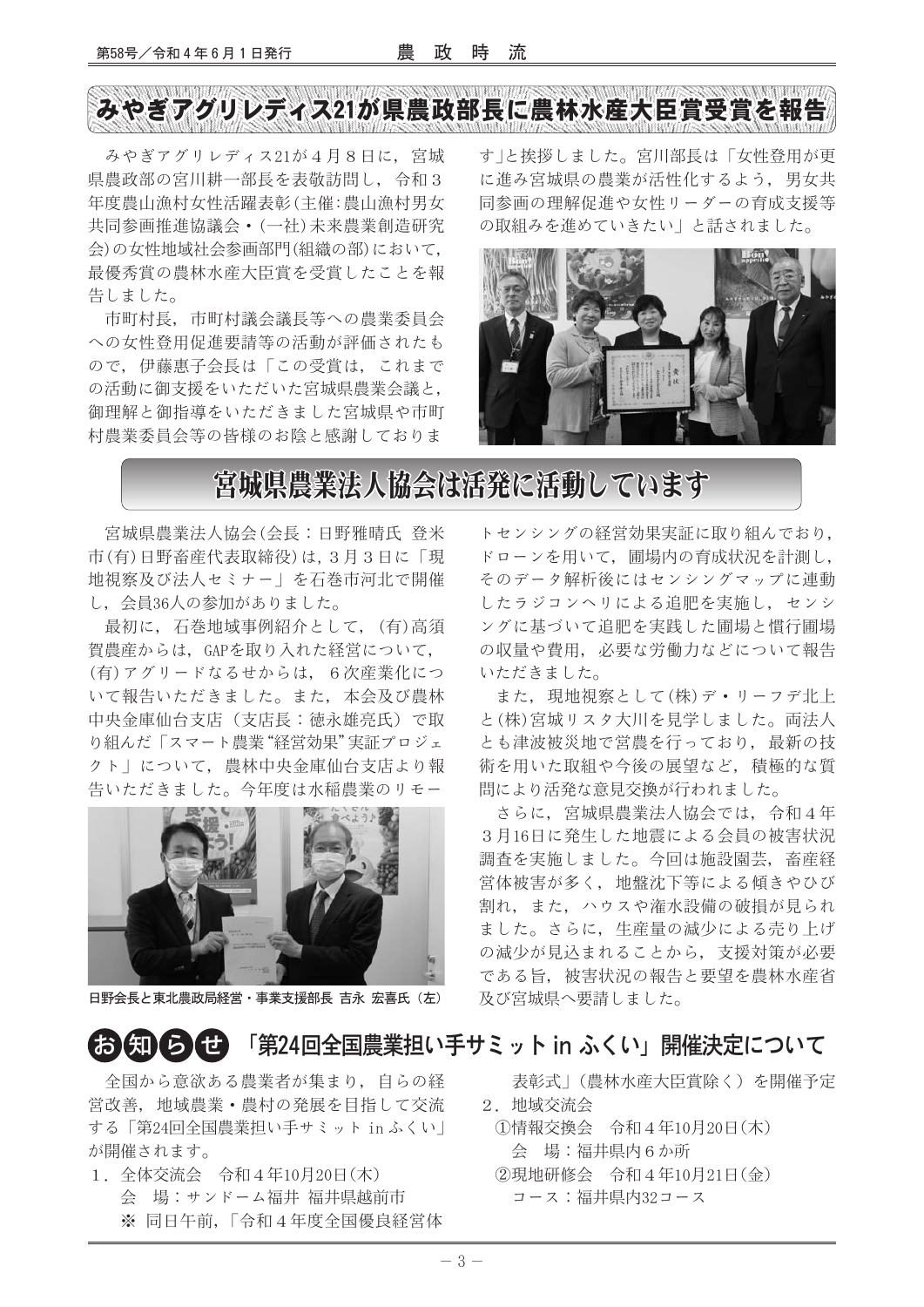## みやぎアグリレディス21が県農政部長に農林水産大臣賞受賞を報告

みやぎアグリレディス21が４月８日に，宮城県農政部の宮川耕一部長を表敬訪問し，令和３年度農山漁村女性活躍表彰（主催：農山漁村男女共同参画推進協議会・（一社）未来農業創造研究会）の女性地域社会参画部門（組織の部）において，最優秀賞の農林水産大臣賞を受賞したことを報告しました。

市町村長，市町村議会議長等への農業委員会への女性登用促進要請等の活動が評価されたもので，伊藤惠子会長は「この受賞は，これまでの活動に御支援をいただいた宮城県農業会議と，御理解と御指導をいただきました宮城県や市町村農業委員会等の皆様のお陰と感謝しております」と挨拶しました。宮川部長は「女性登用が更に進み宮城県の農業が活性化するよう，男女共同参画の理解促進や女性リーダーの育成支援等の取組みを進めていきたい」と話されました。

## 宮城県農業法人協会は活発に活動しています

宮城県農業法人協会（会長：日野雅晴氏 登米市（有）日野畜産代表取締役）は，３月３日に「現地視察及び法人セミナー」を石巻市河北で開催し，会員36人の参加がありました。

最初に，石巻地域事例紹介として，（有）高須賀農産からは，GAPを取り入れた経営について，（有）アグリードなるせからは，６次産業化について報告いただきました。また，本会及び農林中央金庫仙台支店（支店長：徳永雄亮氏）で取り組んだ「スマート農業“経営効果”実証プロジェクト」について，農林中央金庫仙台支店より報告いただきました。今年度は水稲農業のリモートセンシングの経営効果実証に取り組んでおり，ドローンを用いて，圃場内の育成状況を計測し，そのデータ解析後にはセンシングマップに連動したラジコンヘリによる追肥を実施し，センシングに基づいて追肥を実践した圃場と慣行圃場の収量や費用，必要な労働力などについて報告いただきました。

日野会長と東北農政局経営・事業支援部長 吉永 宏喜氏（左）

また，現地視察として（株）デ・リーフデ北上と（株）宮城リスタ大川を見学しました。両法人とも津波被災地で営農を行っており，最新の技術を用いた取組や今後の展望など，積極的な質問により活発な意見交換が行われました。

さらに，宮城県農業法人協会では，令和４年３月16日に発生した地震による会員の被害状況調査を実施しました。今回は施設園芸，畜産経営体被害が多く，地盤沈下等による傾きやひび割れ，また，ハウスや潅水設備の破損が見られました。さらに，生産量の減少による売り上げの減少が見込まれることから，支援対策が必要である旨，被害状況の報告と要望を農林水産省及び宮城県へ要請しました。

## お知らせ 「第24回全国農業担い手サミット in ふくい」開催決定について

全国から意欲ある農業者が集まり，自らの経営改善，地域農業・農村の発展を目指して交流する「第24回全国農業担い手サミット in ふくい」が開催されます。

１．全体交流会　令和４年10月20日（木）
　　会　場：サンドーム福井 福井県越前市
　　※ 同日午前，「令和４年度全国優良経営体表彰式」（農林水産大臣賞除く）を開催予定

２．地域交流会
　①情報交換会　令和４年10月20日（木）
　　会　場：福井県内６か所
　②現地研修会　令和４年10月21日（金）
　　コース：福井県内32コース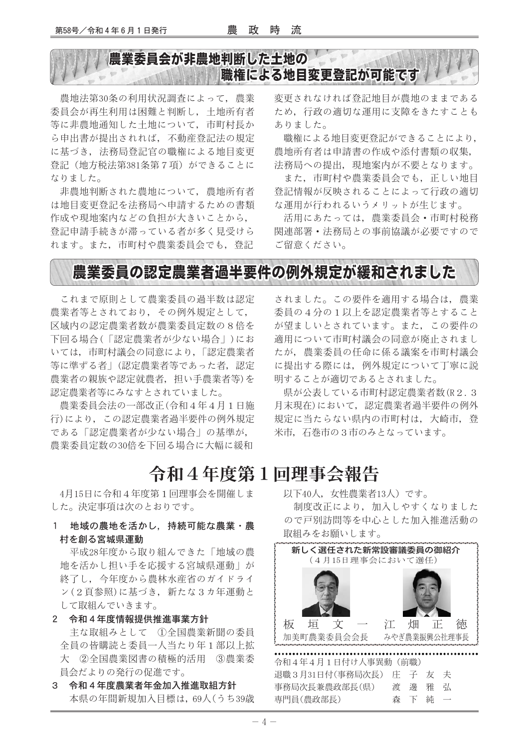## 農業委員会が非農地判断した土地の職権による地目変更登記が可能です

農地法第30条の利用状況調査によって，農業委員会が再生利用は困難と判断し，土地所有者等に非農地通知した土地について，市町村長から申出書が提出されれば，不動産登記法の規定に基づき，法務局登記官の職権による地目変更登記（地方税法第381条第７項）ができることになりました。

非農地判断された農地について，農地所有者は地目変更登記を法務局へ申請するための書類作成や現地案内などの負担が大きいことから，登記申請手続きが滞っている者が多く見受けられます。また，市町村や農業委員会でも，登記変更されなければ登記地目が農地のままであるため，行政の適切な運用に支障をきたすこともありました。

職権による地目変更登記ができることにより，農地所有者は申請書の作成や添付書類の収集，法務局への提出，現地案内が不要となります。

また，市町村や農業委員会でも，正しい地目登記情報が反映されることによって行政の適切な運用が行われるいうメリットが生じます。

活用にあたっては，農業委員会・市町村税務関連部署・法務局との事前協議が必要ですのでご留意ください。

## 農業委員の認定農業者過半要件の例外規定が緩和されました

これまで原則として農業委員の過半数は認定農業者等とされており，その例外規定として，区域内の認定農業者数が農業委員定数の８倍を下回る場合（「認定農業者が少ない場合」）においては，市町村議会の同意により，「認定農業者等に準ずる者」（認定農業者等であった者，認定農業者の親族や認定就農者，担い手農業者等）を認定農業者等にみなすとされていました。

農業委員会法の一部改正（令和４年４月１日施行）により，この認定農業者過半要件の例外規定である「認定農業者が少ない場合」の基準が，農業委員定数の30倍を下回る場合に大幅に緩和されました。この要件を適用する場合は，農業委員の４分の１以上を認定農業者等とすることが望ましいとされています。また，この要件の適用について市町村議会の同意が廃止されましたが，農業委員の任命に係る議案を市町村議会に提出する際には，例外規定について丁寧に説明することが適切であるとされました。

県が公表している市町村認定農業者数（R２．３月末現在）において，認定農業者過半要件の例外規定に当たらない県内の市町村は，大崎市，登米市，石巻市の３市のみとなっています。

# 令和４年度第１回理事会報告

4月15日に令和４年度第１回理事会を開催しました。決定事項は次のとおりです。

**１　地域の農地を活かし，持続可能な農業・農村を創る宮城県運動**

平成28年度から取り組んできた「地域の農地を活かし担い手を応援する宮城県運動」が終了し，今年度から農林水産省のガイドライン（２頁参照）に基づき，新たな３カ年運動として取組んでいきます。

**２　令和４年度情報提供推進事業方針**

主な取組みとして　①全国農業新聞の委員全員の皆購読と委員一人当たり年１部以上拡大　②全国農業図書の積極的活用　③農業委員会だよりの発行の促進です。

**３　令和４年度農業者年金加入推進取組方針**

本県の年間新規加入目標は，69人（うち39歳以下40人，女性農業者13人）です。

制度改正により，加入しやすくなりましたので戸別訪問等を中心とした加入推進活動の取組みをお願いします。

**新しく選任された新常設審議委員の御紹介**
（４月15日理事会において選任）

板　垣　文　一
加美町農業委員会会長

江　畑　正　徳
みやぎ農業振興公社理事長

令和４年４月１日付け人事異動（前職）

| | |
|---|---|
| 退職３月31日付（事務局次長） | 庄　子　友　夫 |
| 事務局次長兼農政部長（県） | 渡　邊　雅　弘 |
| 専門員（農政部長） | 森　下　純　一 |